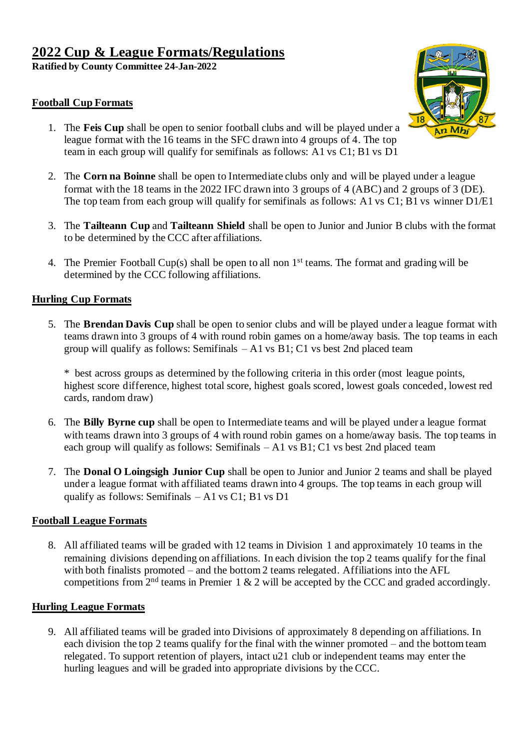# 2022 Cup & League Formats/Regulations

**Ratified by County Committee 24-Jan-2022**

## Football Cup Formats

1. The **Feis Cup** shall be open to senior football clubs and will be played under a league format with the 16 teams in the SFC drawn into 4 groups of 4. The top team in each group will qualify for semifinals as follows: A1 vs C1; B1 vs D1

2. The **Corn na Boinne** shall be open to Intermediate clubs only and will be played under a league format with the 18 teams in the 2022 IFC drawn into 3 groups of 4 (ABC) and 2 groups of 3 (DE). The top team from each group will qualify for semifinals as follows: A1 vs C1; B1 vs winner D1/E1

3. The **Tailteann Cup** and **Tailteann Shield** shall be open to Junior and Junior B clubs with the format to be determined by the CCC after affiliations.

4. The Premier Football Cup(s) shall be open to all non 1st teams. The format and grading will be determined by the CCC following affiliations.

## Hurling Cup Formats

5. The **Brendan Davis Cup** shall be open to senior clubs and will be played under a league format with teams drawn into 3 groups of 4 with round robin games on a home/away basis. The top teams in each group will qualify as follows: Semifinals – A1 vs B1; C1 vs best 2nd placed team

   * best across groups as determined by the following criteria in this order (most league points, highest score difference, highest total score, highest goals scored, lowest goals conceded, lowest red cards, random draw)

6. The **Billy Byrne cup** shall be open to Intermediate teams and will be played under a league format with teams drawn into 3 groups of 4 with round robin games on a home/away basis. The top teams in each group will qualify as follows: Semifinals – A1 vs B1; C1 vs best 2nd placed team

7. The **Donal O Loingsigh Junior Cup** shall be open to Junior and Junior 2 teams and shall be played under a league format with affiliated teams drawn into 4 groups. The top teams in each group will qualify as follows: Semifinals – A1 vs C1; B1 vs D1

## Football League Formats

8. All affiliated teams will be graded with 12 teams in Division 1 and approximately 10 teams in the remaining divisions depending on affiliations. In each division the top 2 teams qualify for the final with both finalists promoted – and the bottom 2 teams relegated. Affiliations into the AFL competitions from 2nd teams in Premier 1 & 2 will be accepted by the CCC and graded accordingly.

## Hurling League Formats

9. All affiliated teams will be graded into Divisions of approximately 8 depending on affiliations. In each division the top 2 teams qualify for the final with the winner promoted – and the bottom team relegated. To support retention of players, intact u21 club or independent teams may enter the hurling leagues and will be graded into appropriate divisions by the CCC.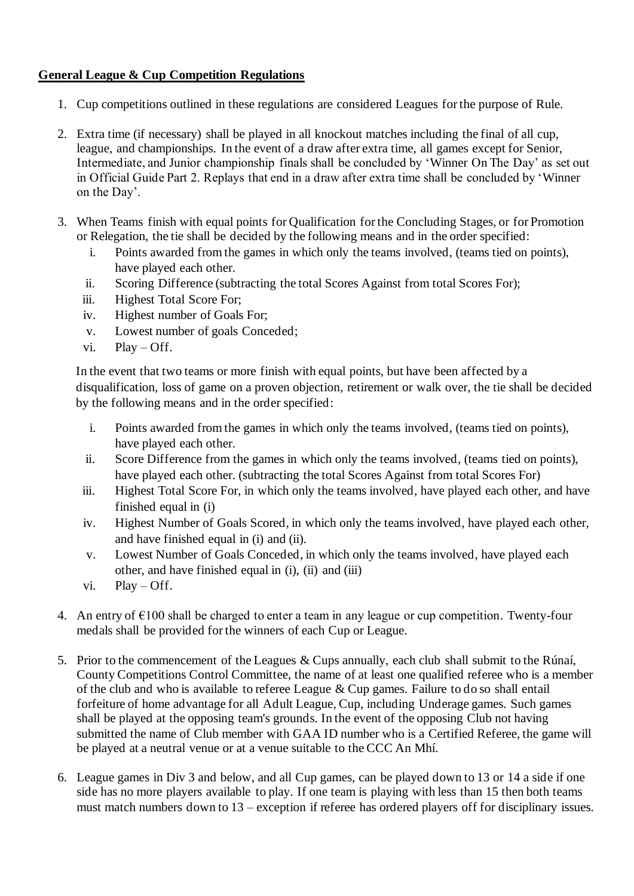**General League & Cup Competition Regulations**

1. Cup competitions outlined in these regulations are considered Leagues for the purpose of Rule.

2. Extra time (if necessary) shall be played in all knockout matches including the final of all cup, league, and championships. In the event of a draw after extra time, all games except for Senior, Intermediate, and Junior championship finals shall be concluded by 'Winner On The Day' as set out in Official Guide Part 2. Replays that end in a draw after extra time shall be concluded by 'Winner on the Day'.

3. When Teams finish with equal points for Qualification for the Concluding Stages, or for Promotion or Relegation, the tie shall be decided by the following means and in the order specified:
   i. Points awarded from the games in which only the teams involved, (teams tied on points), have played each other.
   ii. Scoring Difference (subtracting the total Scores Against from total Scores For);
   iii. Highest Total Score For;
   iv. Highest number of Goals For;
   v. Lowest number of goals Conceded;
   vi. Play – Off.

   In the event that two teams or more finish with equal points, but have been affected by a disqualification, loss of game on a proven objection, retirement or walk over, the tie shall be decided by the following means and in the order specified:

   i. Points awarded from the games in which only the teams involved, (teams tied on points), have played each other.
   ii. Score Difference from the games in which only the teams involved, (teams tied on points), have played each other. (subtracting the total Scores Against from total Scores For)
   iii. Highest Total Score For, in which only the teams involved, have played each other, and have finished equal in (i)
   iv. Highest Number of Goals Scored, in which only the teams involved, have played each other, and have finished equal in (i) and (ii).
   v. Lowest Number of Goals Conceded, in which only the teams involved, have played each other, and have finished equal in (i), (ii) and (iii)
   vi. Play – Off.

4. An entry of €100 shall be charged to enter a team in any league or cup competition. Twenty-four medals shall be provided for the winners of each Cup or League.

5. Prior to the commencement of the Leagues & Cups annually, each club shall submit to the Rúnaí, County Competitions Control Committee, the name of at least one qualified referee who is a member of the club and who is available to referee League & Cup games. Failure to do so shall entail forfeiture of home advantage for all Adult League, Cup, including Underage games. Such games shall be played at the opposing team's grounds. In the event of the opposing Club not having submitted the name of Club member with GAA ID number who is a Certified Referee, the game will be played at a neutral venue or at a venue suitable to the CCC An Mhí.

6. League games in Div 3 and below, and all Cup games, can be played down to 13 or 14 a side if one side has no more players available to play. If one team is playing with less than 15 then both teams must match numbers down to 13 – exception if referee has ordered players off for disciplinary issues.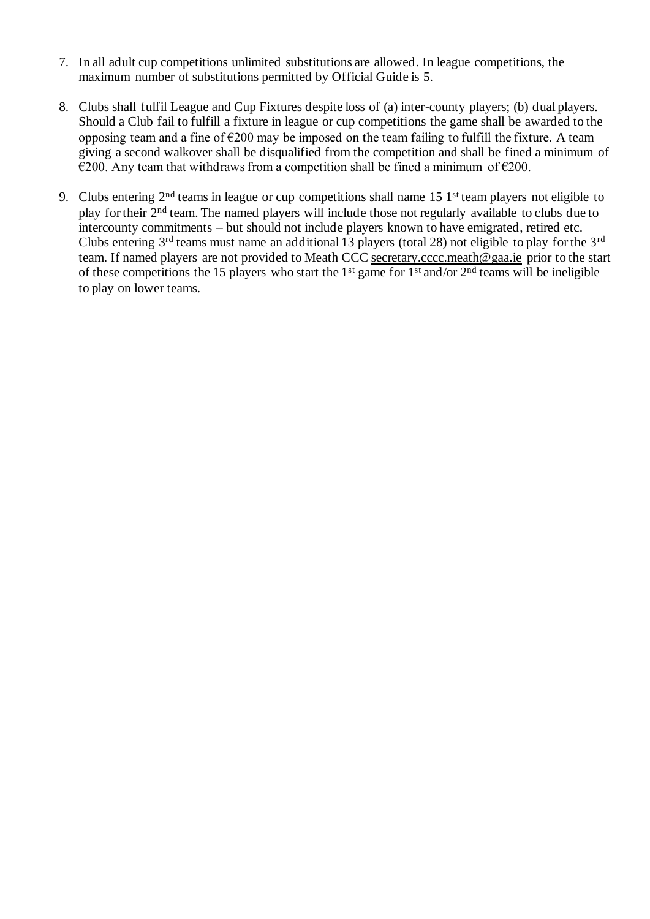7. In all adult cup competitions unlimited substitutions are allowed. In league competitions, the maximum number of substitutions permitted by Official Guide is 5.

8. Clubs shall fulfil League and Cup Fixtures despite loss of (a) inter-county players; (b) dual players. Should a Club fail to fulfill a fixture in league or cup competitions the game shall be awarded to the opposing team and a fine of €200 may be imposed on the team failing to fulfill the fixture. A team giving a second walkover shall be disqualified from the competition and shall be fined a minimum of €200. Any team that withdraws from a competition shall be fined a minimum of €200.

9. Clubs entering 2nd teams in league or cup competitions shall name 15 1st team players not eligible to play for their 2nd team. The named players will include those not regularly available to clubs due to intercounty commitments – but should not include players known to have emigrated, retired etc. Clubs entering 3rd teams must name an additional 13 players (total 28) not eligible to play for the 3rd team. If named players are not provided to Meath CCC secretary.cccc.meath@gaa.ie prior to the start of these competitions the 15 players who start the 1st game for 1st and/or 2nd teams will be ineligible to play on lower teams.